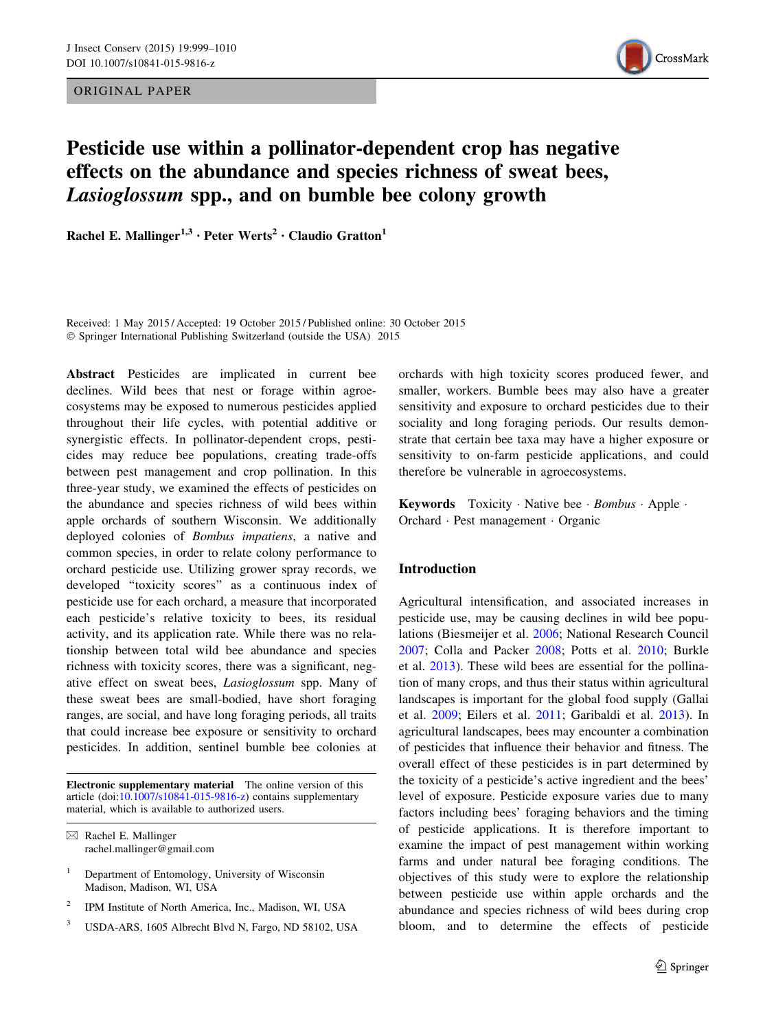ORIGINAL PAPER

# Pesticide use within a pollinator-dependent crop has negative effects on the abundance and species richness of sweat bees, *Lasioglossum* spp., and on bumble bee colony growth

**Rachel E. Mallinger[1,3] · Peter Werts[2] · Claudio Gratton[1]**

Received: 1 May 2015 / Accepted: 19 October 2015 / Published online: 30 October 2015
© Springer International Publishing Switzerland (outside the USA) 2015

**Abstract** Pesticides are implicated in current bee declines. Wild bees that nest or forage within agroecosystems may be exposed to numerous pesticides applied throughout their life cycles, with potential additive or synergistic effects. In pollinator-dependent crops, pesticides may reduce bee populations, creating trade-offs between pest management and crop pollination. In this three-year study, we examined the effects of pesticides on the abundance and species richness of wild bees within apple orchards of southern Wisconsin. We additionally deployed colonies of *Bombus impatiens*, a native and common species, in order to relate colony performance to orchard pesticide use. Utilizing grower spray records, we developed "toxicity scores" as a continuous index of pesticide use for each orchard, a measure that incorporated each pesticide's relative toxicity to bees, its residual activity, and its application rate. While there was no relationship between total wild bee abundance and species richness with toxicity scores, there was a significant, negative effect on sweat bees, *Lasioglossum* spp. Many of these sweat bees are small-bodied, have short foraging ranges, are social, and have long foraging periods, all traits that could increase bee exposure or sensitivity to orchard pesticides. In addition, sentinel bumble bee colonies at orchards with high toxicity scores produced fewer, and smaller, workers. Bumble bees may also have a greater sensitivity and exposure to orchard pesticides due to their sociality and long foraging periods. Our results demonstrate that certain bee taxa may have a higher exposure or sensitivity to on-farm pesticide applications, and could therefore be vulnerable in agroecosystems.

**Keywords** Toxicity · Native bee · *Bombus* · Apple · Orchard · Pest management · Organic

**Electronic supplementary material** The online version of this article (doi:10.1007/s10841-015-9816-z) contains supplementary material, which is available to authorized users.

✉ Rachel E. Mallinger
rachel.mallinger@gmail.com

[1] Department of Entomology, University of Wisconsin Madison, Madison, WI, USA

[2] IPM Institute of North America, Inc., Madison, WI, USA

[3] USDA-ARS, 1605 Albrecht Blvd N, Fargo, ND 58102, USA

## Introduction

Agricultural intensification, and associated increases in pesticide use, may be causing declines in wild bee populations (Biesmeijer et al. 2006; National Research Council 2007; Colla and Packer 2008; Potts et al. 2010; Burkle et al. 2013). These wild bees are essential for the pollination of many crops, and thus their status within agricultural landscapes is important for the global food supply (Gallai et al. 2009; Eilers et al. 2011; Garibaldi et al. 2013). In agricultural landscapes, bees may encounter a combination of pesticides that influence their behavior and fitness. The overall effect of these pesticides is in part determined by the toxicity of a pesticide's active ingredient and the bees' level of exposure. Pesticide exposure varies due to many factors including bees' foraging behaviors and the timing of pesticide applications. It is therefore important to examine the impact of pest management within working farms and under natural bee foraging conditions. The objectives of this study were to explore the relationship between pesticide use within apple orchards and the abundance and species richness of wild bees during crop bloom, and to determine the effects of pesticide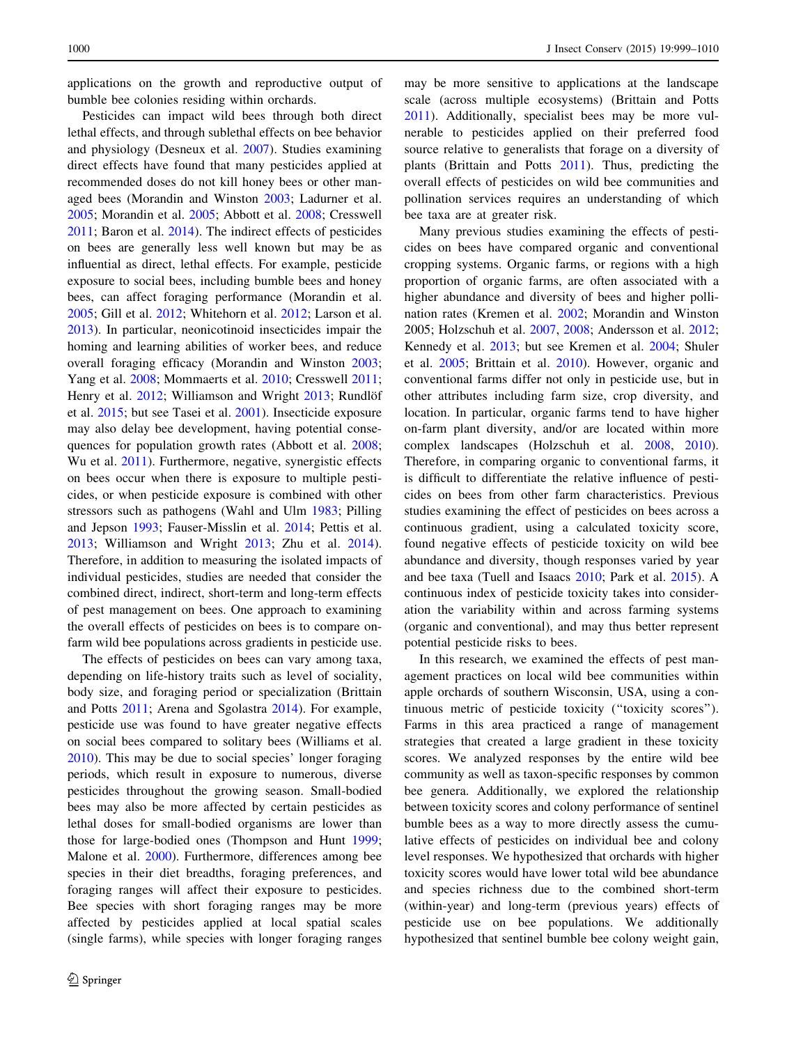applications on the growth and reproductive output of bumble bee colonies residing within orchards.

Pesticides can impact wild bees through both direct lethal effects, and through sublethal effects on bee behavior and physiology (Desneux et al. 2007). Studies examining direct effects have found that many pesticides applied at recommended doses do not kill honey bees or other managed bees (Morandin and Winston 2003; Ladurner et al. 2005; Morandin et al. 2005; Abbott et al. 2008; Cresswell 2011; Baron et al. 2014). The indirect effects of pesticides on bees are generally less well known but may be as influential as direct, lethal effects. For example, pesticide exposure to social bees, including bumble bees and honey bees, can affect foraging performance (Morandin et al. 2005; Gill et al. 2012; Whitehorn et al. 2012; Larson et al. 2013). In particular, neonicotinoid insecticides impair the homing and learning abilities of worker bees, and reduce overall foraging efficacy (Morandin and Winston 2003; Yang et al. 2008; Mommaerts et al. 2010; Cresswell 2011; Henry et al. 2012; Williamson and Wright 2013; Rundlöf et al. 2015; but see Tasei et al. 2001). Insecticide exposure may also delay bee development, having potential consequences for population growth rates (Abbott et al. 2008; Wu et al. 2011). Furthermore, negative, synergistic effects on bees occur when there is exposure to multiple pesticides, or when pesticide exposure is combined with other stressors such as pathogens (Wahl and Ulm 1983; Pilling and Jepson 1993; Fauser-Misslin et al. 2014; Pettis et al. 2013; Williamson and Wright 2013; Zhu et al. 2014). Therefore, in addition to measuring the isolated impacts of individual pesticides, studies are needed that consider the combined direct, indirect, short-term and long-term effects of pest management on bees. One approach to examining the overall effects of pesticides on bees is to compare on-farm wild bee populations across gradients in pesticide use.

The effects of pesticides on bees can vary among taxa, depending on life-history traits such as level of sociality, body size, and foraging period or specialization (Brittain and Potts 2011; Arena and Sgolastra 2014). For example, pesticide use was found to have greater negative effects on social bees compared to solitary bees (Williams et al. 2010). This may be due to social species' longer foraging periods, which result in exposure to numerous, diverse pesticides throughout the growing season. Small-bodied bees may also be more affected by certain pesticides as lethal doses for small-bodied organisms are lower than those for large-bodied ones (Thompson and Hunt 1999; Malone et al. 2000). Furthermore, differences among bee species in their diet breadths, foraging preferences, and foraging ranges will affect their exposure to pesticides. Bee species with short foraging ranges may be more affected by pesticides applied at local spatial scales (single farms), while species with longer foraging ranges may be more sensitive to applications at the landscape scale (across multiple ecosystems) (Brittain and Potts 2011). Additionally, specialist bees may be more vulnerable to pesticides applied on their preferred food source relative to generalists that forage on a diversity of plants (Brittain and Potts 2011). Thus, predicting the overall effects of pesticides on wild bee communities and pollination services requires an understanding of which bee taxa are at greater risk.

Many previous studies examining the effects of pesticides on bees have compared organic and conventional cropping systems. Organic farms, or regions with a high proportion of organic farms, are often associated with a higher abundance and diversity of bees and higher pollination rates (Kremen et al. 2002; Morandin and Winston 2005; Holzschuh et al. 2007, 2008; Andersson et al. 2012; Kennedy et al. 2013; but see Kremen et al. 2004; Shuler et al. 2005; Brittain et al. 2010). However, organic and conventional farms differ not only in pesticide use, but in other attributes including farm size, crop diversity, and location. In particular, organic farms tend to have higher on-farm plant diversity, and/or are located within more complex landscapes (Holzschuh et al. 2008, 2010). Therefore, in comparing organic to conventional farms, it is difficult to differentiate the relative influence of pesticides on bees from other farm characteristics. Previous studies examining the effect of pesticides on bees across a continuous gradient, using a calculated toxicity score, found negative effects of pesticide toxicity on wild bee abundance and diversity, though responses varied by year and bee taxa (Tuell and Isaacs 2010; Park et al. 2015). A continuous index of pesticide toxicity takes into consideration the variability within and across farming systems (organic and conventional), and may thus better represent potential pesticide risks to bees.

In this research, we examined the effects of pest management practices on local wild bee communities within apple orchards of southern Wisconsin, USA, using a continuous metric of pesticide toxicity ("toxicity scores"). Farms in this area practiced a range of management strategies that created a large gradient in these toxicity scores. We analyzed responses by the entire wild bee community as well as taxon-specific responses by common bee genera. Additionally, we explored the relationship between toxicity scores and colony performance of sentinel bumble bees as a way to more directly assess the cumulative effects of pesticides on individual bee and colony level responses. We hypothesized that orchards with higher toxicity scores would have lower total wild bee abundance and species richness due to the combined short-term (within-year) and long-term (previous years) effects of pesticide use on bee populations. We additionally hypothesized that sentinel bumble bee colony weight gain,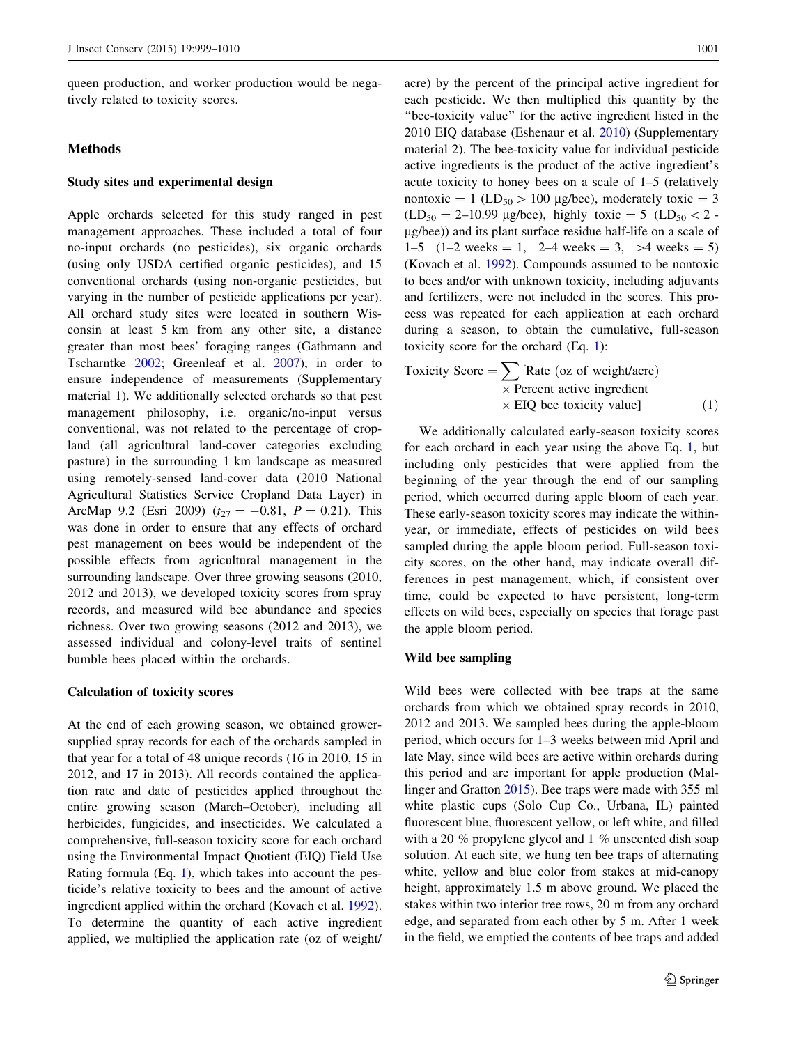queen production, and worker production would be negatively related to toxicity scores.

## Methods

### Study sites and experimental design

Apple orchards selected for this study ranged in pest management approaches. These included a total of four no-input orchards (no pesticides), six organic orchards (using only USDA certified organic pesticides), and 15 conventional orchards (using non-organic pesticides, but varying in the number of pesticide applications per year). All orchard study sites were located in southern Wisconsin at least 5 km from any other site, a distance greater than most bees' foraging ranges (Gathmann and Tscharntke 2002; Greenleaf et al. 2007), in order to ensure independence of measurements (Supplementary material 1). We additionally selected orchards so that pest management philosophy, i.e. organic/no-input versus conventional, was not related to the percentage of cropland (all agricultural land-cover categories excluding pasture) in the surrounding 1 km landscape as measured using remotely-sensed land-cover data (2010 National Agricultural Statistics Service Cropland Data Layer) in ArcMap 9.2 (Esri 2009) ($t_{27} = -0.81$, $P = 0.21$). This was done in order to ensure that any effects of orchard pest management on bees would be independent of the possible effects from agricultural management in the surrounding landscape. Over three growing seasons (2010, 2012 and 2013), we developed toxicity scores from spray records, and measured wild bee abundance and species richness. Over two growing seasons (2012 and 2013), we assessed individual and colony-level traits of sentinel bumble bees placed within the orchards.

### Calculation of toxicity scores

At the end of each growing season, we obtained grower-supplied spray records for each of the orchards sampled in that year for a total of 48 unique records (16 in 2010, 15 in 2012, and 17 in 2013). All records contained the application rate and date of pesticides applied throughout the entire growing season (March–October), including all herbicides, fungicides, and insecticides. We calculated a comprehensive, full-season toxicity score for each orchard using the Environmental Impact Quotient (EIQ) Field Use Rating formula (Eq. 1), which takes into account the pesticide's relative toxicity to bees and the amount of active ingredient applied within the orchard (Kovach et al. 1992). To determine the quantity of each active ingredient applied, we multiplied the application rate (oz of weight/acre) by the percent of the principal active ingredient for each pesticide. We then multiplied this quantity by the "bee-toxicity value" for the active ingredient listed in the 2010 EIQ database (Eshenaur et al. 2010) (Supplementary material 2). The bee-toxicity value for individual pesticide active ingredients is the product of the active ingredient's acute toxicity to honey bees on a scale of 1–5 (relatively nontoxic = 1 ($LD_{50} > 100$ µg/bee), moderately toxic = 3 ($LD_{50} = 2$–$10.99$ µg/bee), highly toxic = 5 ($LD_{50} < 2$ µg/bee)) and its plant surface residue half-life on a scale of 1–5 (1–2 weeks = 1, 2–4 weeks = 3, >4 weeks = 5) (Kovach et al. 1992). Compounds assumed to be nontoxic to bees and/or with unknown toxicity, including adjuvants and fertilizers, were not included in the scores. This process was repeated for each application at each orchard during a season, to obtain the cumulative, full-season toxicity score for the orchard (Eq. 1):

$$\text{Toxicity Score} = \sum [\text{Rate (oz of weight/acre)} \times \text{Percent active ingredient} \times \text{EIQ bee toxicity value}] \quad (1)$$

We additionally calculated early-season toxicity scores for each orchard in each year using the above Eq. 1, but including only pesticides that were applied from the beginning of the year through the end of our sampling period, which occurred during apple bloom of each year. These early-season toxicity scores may indicate the within-year, or immediate, effects of pesticides on wild bees sampled during the apple bloom period. Full-season toxicity scores, on the other hand, may indicate overall differences in pest management, which, if consistent over time, could be expected to have persistent, long-term effects on wild bees, especially on species that forage past the apple bloom period.

### Wild bee sampling

Wild bees were collected with bee traps at the same orchards from which we obtained spray records in 2010, 2012 and 2013. We sampled bees during the apple-bloom period, which occurs for 1–3 weeks between mid April and late May, since wild bees are active within orchards during this period and are important for apple production (Mallinger and Gratton 2015). Bee traps were made with 355 ml white plastic cups (Solo Cup Co., Urbana, IL) painted fluorescent blue, fluorescent yellow, or left white, and filled with a 20 % propylene glycol and 1 % unscented dish soap solution. At each site, we hung ten bee traps of alternating white, yellow and blue color from stakes at mid-canopy height, approximately 1.5 m above ground. We placed the stakes within two interior tree rows, 20 m from any orchard edge, and separated from each other by 5 m. After 1 week in the field, we emptied the contents of bee traps and added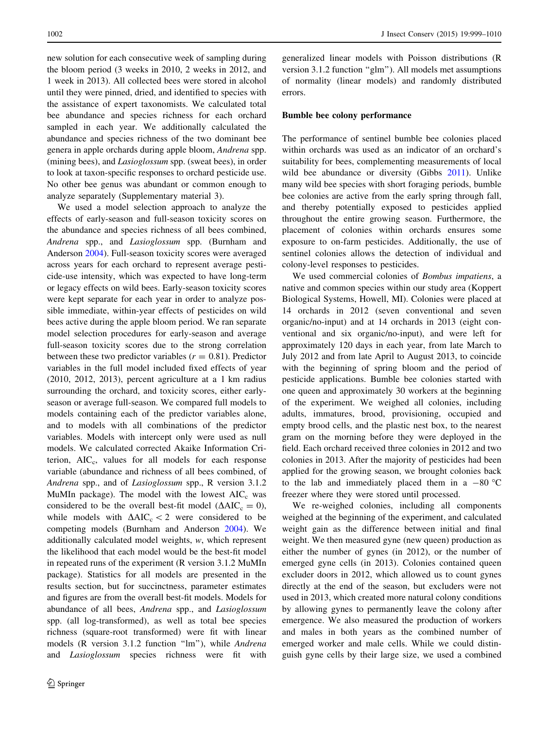new solution for each consecutive week of sampling during the bloom period (3 weeks in 2010, 2 weeks in 2012, and 1 week in 2013). All collected bees were stored in alcohol until they were pinned, dried, and identified to species with the assistance of expert taxonomists. We calculated total bee abundance and species richness for each orchard sampled in each year. We additionally calculated the abundance and species richness of the two dominant bee genera in apple orchards during apple bloom, *Andrena* spp. (mining bees), and *Lasioglossum* spp. (sweat bees), in order to look at taxon-specific responses to orchard pesticide use. No other bee genus was abundant or common enough to analyze separately (Supplementary material 3).

We used a model selection approach to analyze the effects of early-season and full-season toxicity scores on the abundance and species richness of all bees combined, *Andrena* spp., and *Lasioglossum* spp. (Burnham and Anderson 2004). Full-season toxicity scores were averaged across years for each orchard to represent average pesticide-use intensity, which was expected to have long-term or legacy effects on wild bees. Early-season toxicity scores were kept separate for each year in order to analyze possible immediate, within-year effects of pesticides on wild bees active during the apple bloom period. We ran separate model selection procedures for early-season and average full-season toxicity scores due to the strong correlation between these two predictor variables ($r = 0.81$). Predictor variables in the full model included fixed effects of year (2010, 2012, 2013), percent agriculture at a 1 km radius surrounding the orchard, and toxicity scores, either early-season or average full-season. We compared full models to models containing each of the predictor variables alone, and to models with all combinations of the predictor variables. Models with intercept only were used as null models. We calculated corrected Akaike Information Criterion, $AIC_c$, values for all models for each response variable (abundance and richness of all bees combined, of *Andrena* spp., and of *Lasioglossum* spp., R version 3.1.2 MuMIn package). The model with the lowest $AIC_c$ was considered to be the overall best-fit model ($\Delta AIC_c = 0$), while models with $\Delta AIC_c < 2$ were considered to be competing models (Burnham and Anderson 2004). We additionally calculated model weights, $w$, which represent the likelihood that each model would be the best-fit model in repeated runs of the experiment (R version 3.1.2 MuMIn package). Statistics for all models are presented in the results section, but for succinctness, parameter estimates and figures are from the overall best-fit models. Models for abundance of all bees, *Andrena* spp., and *Lasioglossum* spp. (all log-transformed), as well as total bee species richness (square-root transformed) were fit with linear models (R version 3.1.2 function "lm"), while *Andrena* and *Lasioglossum* species richness were fit with generalized linear models with Poisson distributions (R version 3.1.2 function "glm"). All models met assumptions of normality (linear models) and randomly distributed errors.

### Bumble bee colony performance

The performance of sentinel bumble bee colonies placed within orchards was used as an indicator of an orchard's suitability for bees, complementing measurements of local wild bee abundance or diversity (Gibbs 2011). Unlike many wild bee species with short foraging periods, bumble bee colonies are active from the early spring through fall, and thereby potentially exposed to pesticides applied throughout the entire growing season. Furthermore, the placement of colonies within orchards ensures some exposure to on-farm pesticides. Additionally, the use of sentinel colonies allows the detection of individual and colony-level responses to pesticides.

We used commercial colonies of *Bombus impatiens*, a native and common species within our study area (Koppert Biological Systems, Howell, MI). Colonies were placed at 14 orchards in 2012 (seven conventional and seven organic/no-input) and at 14 orchards in 2013 (eight conventional and six organic/no-input), and were left for approximately 120 days in each year, from late March to July 2012 and from late April to August 2013, to coincide with the beginning of spring bloom and the period of pesticide applications. Bumble bee colonies started with one queen and approximately 30 workers at the beginning of the experiment. We weighed all colonies, including adults, immatures, brood, provisioning, occupied and empty brood cells, and the plastic nest box, to the nearest gram on the morning before they were deployed in the field. Each orchard received three colonies in 2012 and two colonies in 2013. After the majority of pesticides had been applied for the growing season, we brought colonies back to the lab and immediately placed them in a −80 °C freezer where they were stored until processed.

We re-weighed colonies, including all components weighed at the beginning of the experiment, and calculated weight gain as the difference between initial and final weight. We then measured gyne (new queen) production as either the number of gynes (in 2012), or the number of emerged gyne cells (in 2013). Colonies contained queen excluder doors in 2012, which allowed us to count gynes directly at the end of the season, but excluders were not used in 2013, which created more natural colony conditions by allowing gynes to permanently leave the colony after emergence. We also measured the production of workers and males in both years as the combined number of emerged worker and male cells. While we could distinguish gyne cells by their large size, we used a combined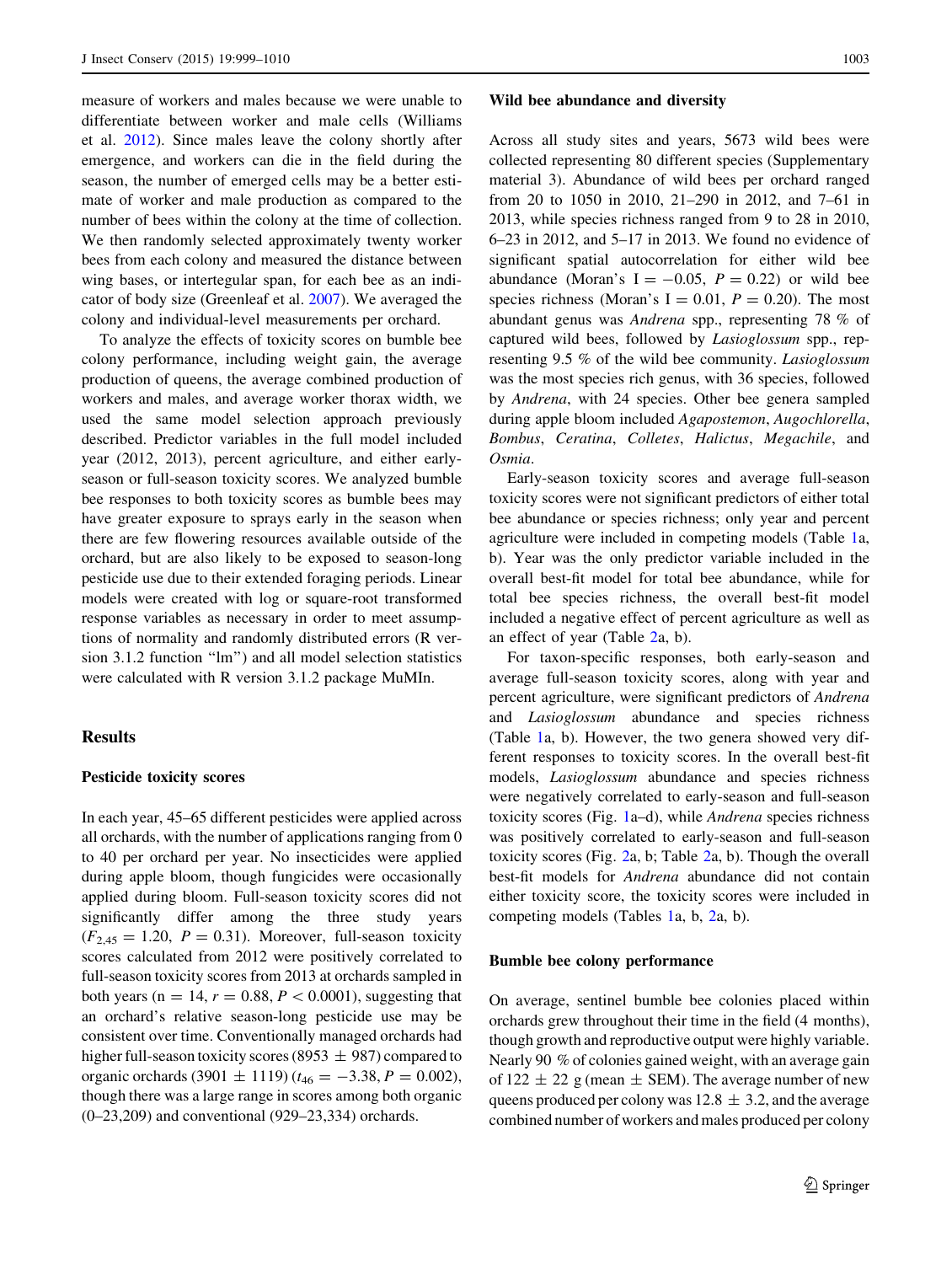measure of workers and males because we were unable to differentiate between worker and male cells (Williams et al. 2012). Since males leave the colony shortly after emergence, and workers can die in the field during the season, the number of emerged cells may be a better estimate of worker and male production as compared to the number of bees within the colony at the time of collection. We then randomly selected approximately twenty worker bees from each colony and measured the distance between wing bases, or intertegular span, for each bee as an indicator of body size (Greenleaf et al. 2007). We averaged the colony and individual-level measurements per orchard.

To analyze the effects of toxicity scores on bumble bee colony performance, including weight gain, the average production of queens, the average combined production of workers and males, and average worker thorax width, we used the same model selection approach previously described. Predictor variables in the full model included year (2012, 2013), percent agriculture, and either early-season or full-season toxicity scores. We analyzed bumble bee responses to both toxicity scores as bumble bees may have greater exposure to sprays early in the season when there are few flowering resources available outside of the orchard, but are also likely to be exposed to season-long pesticide use due to their extended foraging periods. Linear models were created with log or square-root transformed response variables as necessary in order to meet assumptions of normality and randomly distributed errors (R version 3.1.2 function "lm") and all model selection statistics were calculated with R version 3.1.2 package MuMIn.

## Results

### Pesticide toxicity scores

In each year, 45–65 different pesticides were applied across all orchards, with the number of applications ranging from 0 to 40 per orchard per year. No insecticides were applied during apple bloom, though fungicides were occasionally applied during bloom. Full-season toxicity scores did not significantly differ among the three study years ($F_{2,45} = 1.20$, $P = 0.31$). Moreover, full-season toxicity scores calculated from 2012 were positively correlated to full-season toxicity scores from 2013 at orchards sampled in both years ($n = 14$, $r = 0.88$, $P < 0.0001$), suggesting that an orchard's relative season-long pesticide use may be consistent over time. Conventionally managed orchards had higher full-season toxicity scores (8953 ± 987) compared to organic orchards (3901 ± 1119) ($t_{46} = -3.38$, $P = 0.002$), though there was a large range in scores among both organic (0–23,209) and conventional (929–23,334) orchards.

### Wild bee abundance and diversity

Across all study sites and years, 5673 wild bees were collected representing 80 different species (Supplementary material 3). Abundance of wild bees per orchard ranged from 20 to 1050 in 2010, 21–290 in 2012, and 7–61 in 2013, while species richness ranged from 9 to 28 in 2010, 6–23 in 2012, and 5–17 in 2013. We found no evidence of significant spatial autocorrelation for either wild bee abundance (Moran's $I = -0.05$, $P = 0.22$) or wild bee species richness (Moran's $I = 0.01$, $P = 0.20$). The most abundant genus was *Andrena* spp., representing 78 % of captured wild bees, followed by *Lasioglossum* spp., representing 9.5 % of the wild bee community. *Lasioglossum* was the most species rich genus, with 36 species, followed by *Andrena*, with 24 species. Other bee genera sampled during apple bloom included *Agapostemon*, *Augochlorella*, *Bombus*, *Ceratina*, *Colletes*, *Halictus*, *Megachile*, and *Osmia*.

Early-season toxicity scores and average full-season toxicity scores were not significant predictors of either total bee abundance or species richness; only year and percent agriculture were included in competing models (Table 1a, b). Year was the only predictor variable included in the overall best-fit model for total bee abundance, while for total bee species richness, the overall best-fit model included a negative effect of percent agriculture as well as an effect of year (Table 2a, b).

For taxon-specific responses, both early-season and average full-season toxicity scores, along with year and percent agriculture, were significant predictors of *Andrena* and *Lasioglossum* abundance and species richness (Table 1a, b). However, the two genera showed very different responses to toxicity scores. In the overall best-fit models, *Lasioglossum* abundance and species richness were negatively correlated to early-season and full-season toxicity scores (Fig. 1a–d), while *Andrena* species richness was positively correlated to early-season and full-season toxicity scores (Fig. 2a, b; Table 2a, b). Though the overall best-fit models for *Andrena* abundance did not contain either toxicity score, the toxicity scores were included in competing models (Tables 1a, b, 2a, b).

### Bumble bee colony performance

On average, sentinel bumble bee colonies placed within orchards grew throughout their time in the field (4 months), though growth and reproductive output were highly variable. Nearly 90 % of colonies gained weight, with an average gain of 122 ± 22 g (mean ± SEM). The average number of new queens produced per colony was 12.8 ± 3.2, and the average combined number of workers and males produced per colony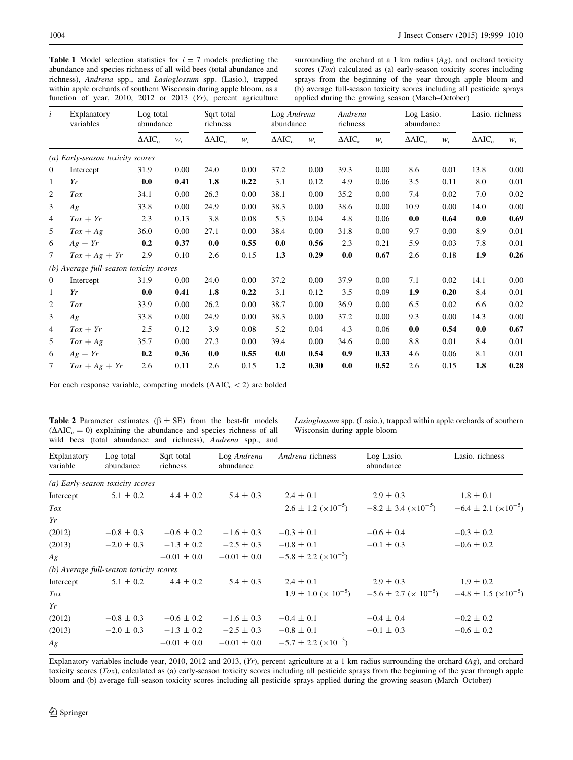**Table 1** Model selection statistics for $i = 7$ models predicting the abundance and species richness of all wild bees (total abundance and richness), *Andrena* spp., and *Lasioglossum* spp. (Lasio.), trapped within apple orchards of southern Wisconsin during apple bloom, as a function of year, 2010, 2012 or 2013 (*Yr*), percent agriculture surrounding the orchard at a 1 km radius (*Ag*), and orchard toxicity scores (*Tox*) calculated as (a) early-season toxicity scores including sprays from the beginning of the year through apple bloom and (b) average full-season toxicity scores including all pesticide sprays applied during the growing season (March–October)

| $i$ | Explanatory variables | Log total abundance | | Sqrt total richness | | Log *Andrena* abundance | | *Andrena* richness | | Log Lasio. abundance | | Lasio. richness | |
|---|---|---|---|---|---|---|---|---|---|---|---|---|---|
| | | $\Delta AIC_c$ | $w_i$ | $\Delta AIC_c$ | $w_i$ | $\Delta AIC_c$ | $w_i$ | $\Delta AIC_c$ | $w_i$ | $\Delta AIC_c$ | $w_i$ | $\Delta AIC_c$ | $w_i$ |
| *(a) Early-season toxicity scores* | | | | | | | | | | | | | |
| 0 | Intercept | 31.9 | 0.00 | 24.0 | 0.00 | 37.2 | 0.00 | 39.3 | 0.00 | 8.6 | 0.01 | 13.8 | 0.00 |
| 1 | *Yr* | **0.0** | **0.41** | **1.8** | **0.22** | 3.1 | 0.12 | 4.9 | 0.06 | 3.5 | 0.11 | 8.0 | 0.01 |
| 2 | *Tox* | 34.1 | 0.00 | 26.3 | 0.00 | 38.1 | 0.00 | 35.2 | 0.00 | 7.4 | 0.02 | 7.0 | 0.02 |
| 3 | *Ag* | 33.8 | 0.00 | 24.9 | 0.00 | 38.3 | 0.00 | 38.6 | 0.00 | 10.9 | 0.00 | 14.0 | 0.00 |
| 4 | *Tox + Yr* | 2.3 | 0.13 | 3.8 | 0.08 | 5.3 | 0.04 | 4.8 | 0.06 | **0.0** | **0.64** | **0.0** | **0.69** |
| 5 | *Tox + Ag* | 36.0 | 0.00 | 27.1 | 0.00 | 38.4 | 0.00 | 31.8 | 0.00 | 9.7 | 0.00 | 8.9 | 0.01 |
| 6 | *Ag + Yr* | **0.2** | **0.37** | **0.0** | **0.55** | **0.0** | **0.56** | 2.3 | 0.21 | 5.9 | 0.03 | 7.8 | 0.01 |
| 7 | *Tox + Ag + Yr* | 2.9 | 0.10 | 2.6 | 0.15 | **1.3** | **0.29** | **0.0** | **0.67** | 2.6 | 0.18 | **1.9** | **0.26** |
| *(b) Average full-season toxicity scores* | | | | | | | | | | | | | |
| 0 | Intercept | 31.9 | 0.00 | 24.0 | 0.00 | 37.2 | 0.00 | 37.9 | 0.00 | 7.1 | 0.02 | 14.1 | 0.00 |
| 1 | *Yr* | **0.0** | **0.41** | **1.8** | **0.22** | 3.1 | 0.12 | 3.5 | 0.09 | **1.9** | **0.20** | 8.4 | 0.01 |
| 2 | *Tox* | 33.9 | 0.00 | 26.2 | 0.00 | 38.7 | 0.00 | 36.9 | 0.00 | 6.5 | 0.02 | 6.6 | 0.02 |
| 3 | *Ag* | 33.8 | 0.00 | 24.9 | 0.00 | 38.3 | 0.00 | 37.2 | 0.00 | 9.3 | 0.00 | 14.3 | 0.00 |
| 4 | *Tox + Yr* | 2.5 | 0.12 | 3.9 | 0.08 | 5.2 | 0.04 | 4.3 | 0.06 | **0.0** | **0.54** | **0.0** | **0.67** |
| 5 | *Tox + Ag* | 35.7 | 0.00 | 27.3 | 0.00 | 39.4 | 0.00 | 34.6 | 0.00 | 8.8 | 0.01 | 8.4 | 0.01 |
| 6 | *Ag + Yr* | **0.2** | **0.36** | **0.0** | **0.55** | **0.0** | **0.54** | **0.9** | **0.33** | 4.6 | 0.06 | 8.1 | 0.01 |
| 7 | *Tox + Ag + Yr* | 2.6 | 0.11 | 2.6 | 0.15 | **1.2** | **0.30** | **0.0** | **0.52** | 2.6 | 0.15 | **1.8** | **0.28** |

For each response variable, competing models ($\Delta AIC_c < 2$) are bolded

**Table 2** Parameter estimates ($\beta \pm SE$) from the best-fit models ($\Delta AIC_c = 0$) explaining the abundance and species richness of all wild bees (total abundance and richness), *Andrena* spp., and *Lasioglossum* spp. (Lasio.), trapped within apple orchards of southern Wisconsin during apple bloom

| Explanatory variable | Log total abundance | Sqrt total richness | Log *Andrena* abundance | *Andrena* richness | Log Lasio. abundance | Lasio. richness |
|---|---|---|---|---|---|---|
| *(a) Early-season toxicity scores* | | | | | | |
| Intercept | 5.1 ± 0.2 | 4.4 ± 0.2 | 5.4 ± 0.3 | 2.4 ± 0.1 | 2.9 ± 0.3 | 1.8 ± 0.1 |
| *Tox* | | | | 2.6 ± 1.2 ($\times 10^{-5}$) | −8.2 ± 3.4 ($\times 10^{-5}$) | −6.4 ± 2.1 ($\times 10^{-5}$) |
| *Yr* | | | | | | |
| (2012) | −0.8 ± 0.3 | −0.6 ± 0.2 | −1.6 ± 0.3 | −0.3 ± 0.1 | −0.6 ± 0.4 | −0.3 ± 0.2 |
| (2013) | −2.0 ± 0.3 | −1.3 ± 0.2 | −2.5 ± 0.3 | −0.8 ± 0.1 | −0.1 ± 0.3 | −0.6 ± 0.2 |
| *Ag* | | −0.01 ± 0.0 | −0.01 ± 0.0 | −5.8 ± 2.2 ($\times 10^{-3}$) | | |
| *(b) Average full-season toxicity scores* | | | | | | |
| Intercept | 5.1 ± 0.2 | 4.4 ± 0.2 | 5.4 ± 0.3 | 2.4 ± 0.1 | 2.9 ± 0.3 | 1.9 ± 0.2 |
| *Tox* | | | | 1.9 ± 1.0 ($\times 10^{-5}$) | −5.6 ± 2.7 ($\times 10^{-5}$) | −4.8 ± 1.5 ($\times 10^{-5}$) |
| *Yr* | | | | | | |
| (2012) | −0.8 ± 0.3 | −0.6 ± 0.2 | −1.6 ± 0.3 | −0.4 ± 0.1 | −0.4 ± 0.4 | −0.2 ± 0.2 |
| (2013) | −2.0 ± 0.3 | −1.3 ± 0.2 | −2.5 ± 0.3 | −0.8 ± 0.1 | −0.1 ± 0.3 | −0.6 ± 0.2 |
| *Ag* | | −0.01 ± 0.0 | −0.01 ± 0.0 | −5.7 ± 2.2 ($\times 10^{-3}$) | | |

Explanatory variables include year, 2010, 2012 and 2013, (*Yr*), percent agriculture at a 1 km radius surrounding the orchard (*Ag*), and orchard toxicity scores (*Tox*), calculated as (a) early-season toxicity scores including all pesticide sprays from the beginning of the year through apple bloom and (b) average full-season toxicity scores including all pesticide sprays applied during the growing season (March–October)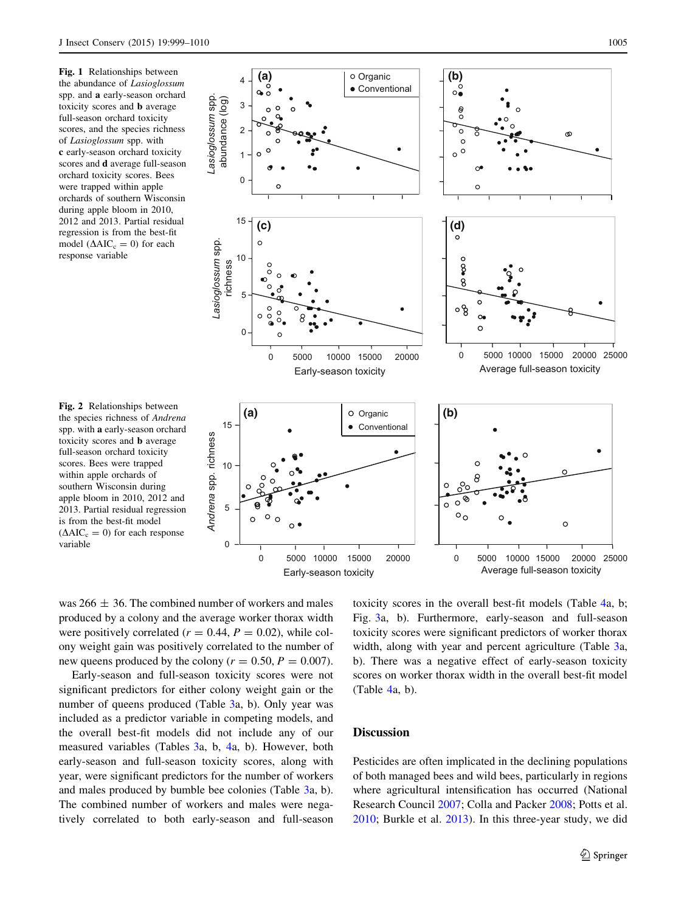**Fig. 1** Relationships between the abundance of *Lasioglossum* spp. and **a** early-season orchard toxicity scores and **b** average full-season orchard toxicity scores, and the species richness of *Lasioglossum* spp. with **c** early-season orchard toxicity scores and **d** average full-season orchard toxicity scores. Bees were trapped within apple orchards of southern Wisconsin during apple bloom in 2010, 2012 and 2013. Partial residual regression is from the best-fit model ($\Delta AIC_c = 0$) for each response variable

**Fig. 2** Relationships between the species richness of *Andrena* spp. with **a** early-season orchard toxicity scores and **b** average full-season orchard toxicity scores. Bees were trapped within apple orchards of southern Wisconsin during apple bloom in 2010, 2012 and 2013. Partial residual regression is from the best-fit model ($\Delta AIC_c = 0$) for each response variable

was 266 ± 36. The combined number of workers and males produced by a colony and the average worker thorax width were positively correlated ($r = 0.44$, $P = 0.02$), while colony weight gain was positively correlated to the number of new queens produced by the colony ($r = 0.50$, $P = 0.007$).

Early-season and full-season toxicity scores were not significant predictors for either colony weight gain or the number of queens produced (Table 3a, b). Only year was included as a predictor variable in competing models, and the overall best-fit models did not include any of our measured variables (Tables 3a, b, 4a, b). However, both early-season and full-season toxicity scores, along with year, were significant predictors for the number of workers and males produced by bumble bee colonies (Table 3a, b). The combined number of workers and males were negatively correlated to both early-season and full-season toxicity scores in the overall best-fit models (Table 4a, b; Fig. 3a, b). Furthermore, early-season and full-season toxicity scores were significant predictors of worker thorax width, along with year and percent agriculture (Table 3a, b). There was a negative effect of early-season toxicity scores on worker thorax width in the overall best-fit model (Table 4a, b).

## Discussion

Pesticides are often implicated in the declining populations of both managed bees and wild bees, particularly in regions where agricultural intensification has occurred (National Research Council 2007; Colla and Packer 2008; Potts et al. 2010; Burkle et al. 2013). In this three-year study, we did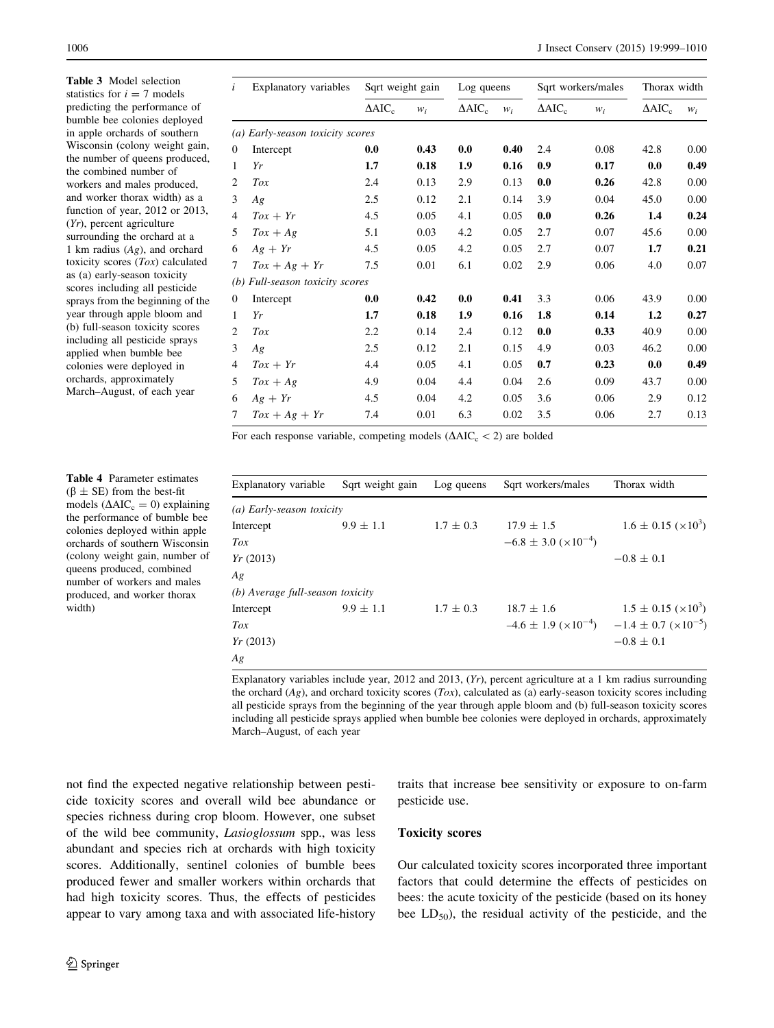**Table 3** Model selection statistics for $i = 7$ models predicting the performance of bumble bee colonies deployed in apple orchards of southern Wisconsin (colony weight gain, the number of queens produced, the combined number of workers and males produced, and worker thorax width) as a function of year, 2012 or 2013, (*Yr*), percent agriculture surrounding the orchard at a 1 km radius (*Ag*), and orchard toxicity scores (*Tox*) calculated as (a) early-season toxicity scores including all pesticide sprays from the beginning of the year through apple bloom and (b) full-season toxicity scores including all pesticide sprays applied when bumble bee colonies were deployed in orchards, approximately March–August, of each year

| $i$ | Explanatory variables | Sqrt weight gain | | Log queens | | Sqrt workers/males | | Thorax width | |
|---|---|---|---|---|---|---|---|---|---|
| | | $\Delta AIC_c$ | $w_i$ | $\Delta AIC_c$ | $w_i$ | $\Delta AIC_c$ | $w_i$ | $\Delta AIC_c$ | $w_i$ |
| *(a) Early-season toxicity scores* | | | | | | | | | |
| 0 | Intercept | **0.0** | **0.43** | **0.0** | **0.40** | 2.4 | 0.08 | 42.8 | 0.00 |
| 1 | *Yr* | **1.7** | **0.18** | **1.9** | **0.16** | **0.9** | **0.17** | **0.0** | **0.49** |
| 2 | *Tox* | 2.4 | 0.13 | 2.9 | 0.13 | **0.0** | **0.26** | 42.8 | 0.00 |
| 3 | *Ag* | 2.5 | 0.12 | 2.1 | 0.14 | 3.9 | 0.04 | 45.0 | 0.00 |
| 4 | *Tox + Yr* | 4.5 | 0.05 | 4.1 | 0.05 | **0.0** | **0.26** | **1.4** | **0.24** |
| 5 | *Tox + Ag* | 5.1 | 0.03 | 4.2 | 0.05 | 2.7 | 0.07 | 45.6 | 0.00 |
| 6 | *Ag + Yr* | 4.5 | 0.05 | 4.2 | 0.05 | 2.7 | 0.07 | **1.7** | **0.21** |
| 7 | *Tox + Ag + Yr* | 7.5 | 0.01 | 6.1 | 0.02 | 2.9 | 0.06 | 4.0 | 0.07 |
| *(b) Full-season toxicity scores* | | | | | | | | | |
| 0 | Intercept | **0.0** | **0.42** | **0.0** | **0.41** | 3.3 | 0.06 | 43.9 | 0.00 |
| 1 | *Yr* | **1.7** | **0.18** | **1.9** | **0.16** | **1.8** | **0.14** | **1.2** | **0.27** |
| 2 | *Tox* | 2.2 | 0.14 | 2.4 | 0.12 | **0.0** | **0.33** | 40.9 | 0.00 |
| 3 | *Ag* | 2.5 | 0.12 | 2.1 | 0.15 | 4.9 | 0.03 | 46.2 | 0.00 |
| 4 | *Tox + Yr* | 4.4 | 0.05 | 4.1 | 0.05 | **0.7** | **0.23** | **0.0** | **0.49** |
| 5 | *Tox + Ag* | 4.9 | 0.04 | 4.4 | 0.04 | 2.6 | 0.09 | 43.7 | 0.00 |
| 6 | *Ag + Yr* | 4.5 | 0.04 | 4.2 | 0.05 | 3.6 | 0.06 | 2.9 | 0.12 |
| 7 | *Tox + Ag + Yr* | 7.4 | 0.01 | 6.3 | 0.02 | 3.5 | 0.06 | 2.7 | 0.13 |

For each response variable, competing models ($\Delta AIC_c < 2$) are bolded

**Table 4** Parameter estimates ($\beta \pm$ SE) from the best-fit models ($\Delta AIC_c = 0$) explaining the performance of bumble bee colonies deployed within apple orchards of southern Wisconsin (colony weight gain, number of queens produced, combined number of workers and males produced, and worker thorax width)

| Explanatory variable | Sqrt weight gain | Log queens | Sqrt workers/males | Thorax width |
|---|---|---|---|---|
| *(a) Early-season toxicity* | | | | |
| Intercept | 9.9 ± 1.1 | 1.7 ± 0.3 | 17.9 ± 1.5 | 1.6 ± 0.15 ($\times 10^3$) |
| *Tox* | | | −6.8 ± 3.0 ($\times 10^{-4}$) | |
| *Yr* (2013) | | | | −0.8 ± 0.1 |
| *Ag* | | | | |
| *(b) Average full-season toxicity* | | | | |
| Intercept | 9.9 ± 1.1 | 1.7 ± 0.3 | 18.7 ± 1.6 | 1.5 ± 0.15 ($\times 10^3$) |
| *Tox* | | | −4.6 ± 1.9 ($\times 10^{-4}$) | −1.4 ± 0.7 ($\times 10^{-5}$) |
| *Yr* (2013) | | | | −0.8 ± 0.1 |
| *Ag* | | | | |

Explanatory variables include year, 2012 and 2013, (*Yr*), percent agriculture at a 1 km radius surrounding the orchard (*Ag*), and orchard toxicity scores (*Tox*), calculated as (a) early-season toxicity scores including all pesticide sprays from the beginning of the year through apple bloom and (b) full-season toxicity scores including all pesticide sprays applied when bumble bee colonies were deployed in orchards, approximately March–August, of each year

not find the expected negative relationship between pesticide toxicity scores and overall wild bee abundance or species richness during crop bloom. However, one subset of the wild bee community, *Lasioglossum* spp., was less abundant and species rich at orchards with high toxicity scores. Additionally, sentinel colonies of bumble bees produced fewer and smaller workers within orchards that had high toxicity scores. Thus, the effects of pesticides appear to vary among taxa and with associated life-history traits that increase bee sensitivity or exposure to on-farm pesticide use.

### Toxicity scores

Our calculated toxicity scores incorporated three important factors that could determine the effects of pesticides on bees: the acute toxicity of the pesticide (based on its honey bee $LD_{50}$), the residual activity of the pesticide, and the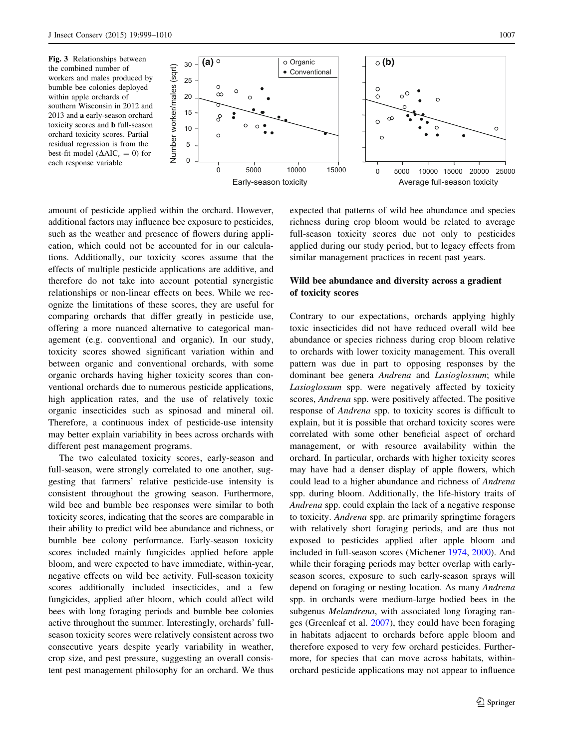Fig. 3 Relationships between the combined number of workers and males produced by bumble bee colonies deployed within apple orchards of southern Wisconsin in 2012 and 2013 and **a** early-season orchard toxicity scores and **b** full-season orchard toxicity scores. Partial residual regression is from the best-fit model ($\Delta AIC_c = 0$) for each response variable

(a)
Organic
Conventional
Number worker/males (sqrt)
0
5
10
15
20
25
30
0
5000
10000
15000
Early-season toxicity

(b)
0
5000
10000
15000
20000
25000
Average full-season toxicity

amount of pesticide applied within the orchard. However, additional factors may influence bee exposure to pesticides, such as the weather and presence of flowers during application, which could not be accounted for in our calculations. Additionally, our toxicity scores assume that the effects of multiple pesticide applications are additive, and therefore do not take into account potential synergistic relationships or non-linear effects on bees. While we recognize the limitations of these scores, they are useful for comparing orchards that differ greatly in pesticide use, offering a more nuanced alternative to categorical management (e.g. conventional and organic). In our study, toxicity scores showed significant variation within and between organic and conventional orchards, with some organic orchards having higher toxicity scores than conventional orchards due to numerous pesticide applications, high application rates, and the use of relatively toxic organic insecticides such as spinosad and mineral oil. Therefore, a continuous index of pesticide-use intensity may better explain variability in bees across orchards with different pest management programs.

The two calculated toxicity scores, early-season and full-season, were strongly correlated to one another, suggesting that farmers' relative pesticide-use intensity is consistent throughout the growing season. Furthermore, wild bee and bumble bee responses were similar to both toxicity scores, indicating that the scores are comparable in their ability to predict wild bee abundance and richness, or bumble bee colony performance. Early-season toxicity scores included mainly fungicides applied before apple bloom, and were expected to have immediate, within-year, negative effects on wild bee activity. Full-season toxicity scores additionally included insecticides, and a few fungicides, applied after bloom, which could affect wild bees with long foraging periods and bumble bee colonies active throughout the summer. Interestingly, orchards' full-season toxicity scores were relatively consistent across two consecutive years despite yearly variability in weather, crop size, and pest pressure, suggesting an overall consistent pest management philosophy for an orchard. We thus expected that patterns of wild bee abundance and species richness during crop bloom would be related to average full-season toxicity scores due not only to pesticides applied during our study period, but to legacy effects from similar management practices in recent past years.

### Wild bee abundance and diversity across a gradient of toxicity scores

Contrary to our expectations, orchards applying highly toxic insecticides did not have reduced overall wild bee abundance or species richness during crop bloom relative to orchards with lower toxicity management. This overall pattern was due in part to opposing responses by the dominant bee genera *Andrena* and *Lasioglossum*; while *Lasioglossum* spp. were negatively affected by toxicity scores, *Andrena* spp. were positively affected. The positive response of *Andrena* spp. to toxicity scores is difficult to explain, but it is possible that orchard toxicity scores were correlated with some other beneficial aspect of orchard management, or with resource availability within the orchard. In particular, orchards with higher toxicity scores may have had a denser display of apple flowers, which could lead to a higher abundance and richness of *Andrena* spp. during bloom. Additionally, the life-history traits of *Andrena* spp. could explain the lack of a negative response to toxicity. *Andrena* spp. are primarily springtime foragers with relatively short foraging periods, and are thus not exposed to pesticides applied after apple bloom and included in full-season scores (Michener 1974, 2000). And while their foraging periods may better overlap with early-season scores, exposure to such early-season sprays will depend on foraging or nesting location. As many *Andrena* spp. in orchards were medium-large bodied bees in the subgenus *Melandrena*, with associated long foraging ranges (Greenleaf et al. 2007), they could have been foraging in habitats adjacent to orchards before apple bloom and therefore exposed to very few orchard pesticides. Furthermore, for species that can move across habitats, within-orchard pesticide applications may not appear to influence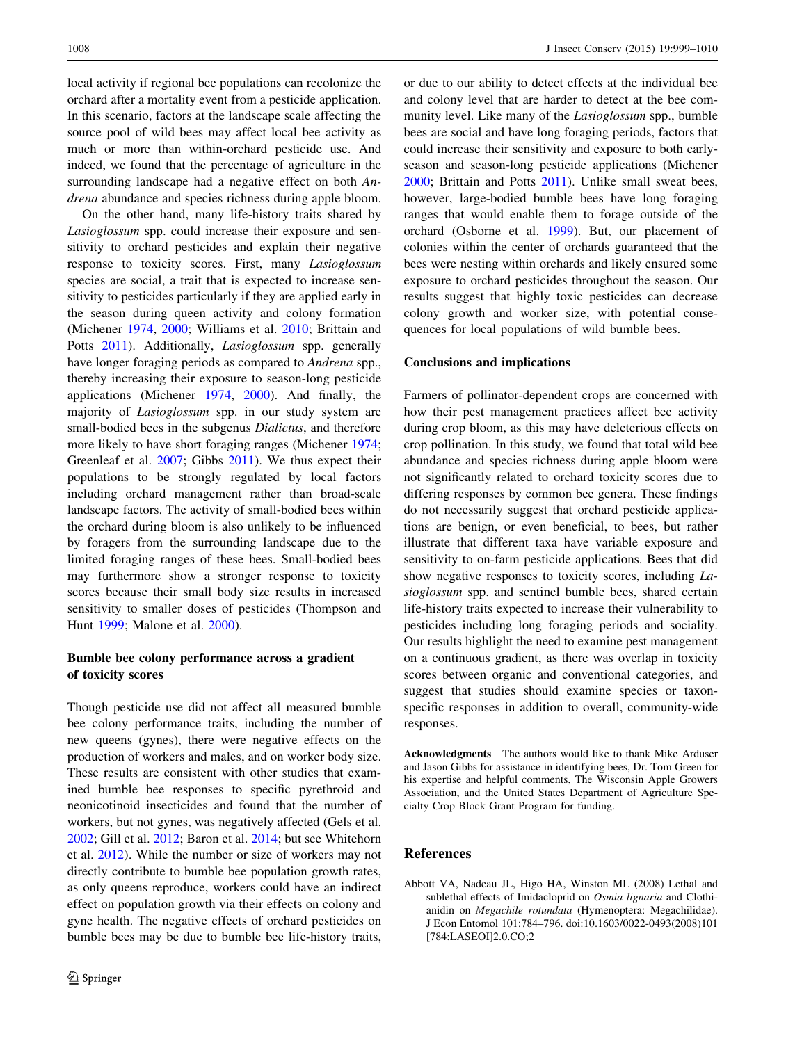local activity if regional bee populations can recolonize the orchard after a mortality event from a pesticide application. In this scenario, factors at the landscape scale affecting the source pool of wild bees may affect local bee activity as much or more than within-orchard pesticide use. And indeed, we found that the percentage of agriculture in the surrounding landscape had a negative effect on both *Andrena* abundance and species richness during apple bloom.

On the other hand, many life-history traits shared by *Lasioglossum* spp. could increase their exposure and sensitivity to orchard pesticides and explain their negative response to toxicity scores. First, many *Lasioglossum* species are social, a trait that is expected to increase sensitivity to pesticides particularly if they are applied early in the season during queen activity and colony formation (Michener 1974, 2000; Williams et al. 2010; Brittain and Potts 2011). Additionally, *Lasioglossum* spp. generally have longer foraging periods as compared to *Andrena* spp., thereby increasing their exposure to season-long pesticide applications (Michener 1974, 2000). And finally, the majority of *Lasioglossum* spp. in our study system are small-bodied bees in the subgenus *Dialictus*, and therefore more likely to have short foraging ranges (Michener 1974; Greenleaf et al. 2007; Gibbs 2011). We thus expect their populations to be strongly regulated by local factors including orchard management rather than broad-scale landscape factors. The activity of small-bodied bees within the orchard during bloom is also unlikely to be influenced by foragers from the surrounding landscape due to the limited foraging ranges of these bees. Small-bodied bees may furthermore show a stronger response to toxicity scores because their small body size results in increased sensitivity to smaller doses of pesticides (Thompson and Hunt 1999; Malone et al. 2000).

### Bumble bee colony performance across a gradient of toxicity scores

Though pesticide use did not affect all measured bumble bee colony performance traits, including the number of new queens (gynes), there were negative effects on the production of workers and males, and on worker body size. These results are consistent with other studies that examined bumble bee responses to specific pyrethroid and neonicotinoid insecticides and found that the number of workers, but not gynes, was negatively affected (Gels et al. 2002; Gill et al. 2012; Baron et al. 2014; but see Whitehorn et al. 2012). While the number or size of workers may not directly contribute to bumble bee population growth rates, as only queens reproduce, workers could have an indirect effect on population growth via their effects on colony and gyne health. The negative effects of orchard pesticides on bumble bees may be due to bumble bee life-history traits, or due to our ability to detect effects at the individual bee and colony level that are harder to detect at the bee community level. Like many of the *Lasioglossum* spp., bumble bees are social and have long foraging periods, factors that could increase their sensitivity and exposure to both early-season and season-long pesticide applications (Michener 2000; Brittain and Potts 2011). Unlike small sweat bees, however, large-bodied bumble bees have long foraging ranges that would enable them to forage outside of the orchard (Osborne et al. 1999). But, our placement of colonies within the center of orchards guaranteed that the bees were nesting within orchards and likely ensured some exposure to orchard pesticides throughout the season. Our results suggest that highly toxic pesticides can decrease colony growth and worker size, with potential consequences for local populations of wild bumble bees.

## Conclusions and implications

Farmers of pollinator-dependent crops are concerned with how their pest management practices affect bee activity during crop bloom, as this may have deleterious effects on crop pollination. In this study, we found that total wild bee abundance and species richness during apple bloom were not significantly related to orchard toxicity scores due to differing responses by common bee genera. These findings do not necessarily suggest that orchard pesticide applications are benign, or even beneficial, to bees, but rather illustrate that different taxa have variable exposure and sensitivity to on-farm pesticide applications. Bees that did show negative responses to toxicity scores, including *Lasioglossum* spp. and sentinel bumble bees, shared certain life-history traits expected to increase their vulnerability to pesticides including long foraging periods and sociality. Our results highlight the need to examine pest management on a continuous gradient, as there was overlap in toxicity scores between organic and conventional categories, and suggest that studies should examine species or taxon-specific responses in addition to overall, community-wide responses.

**Acknowledgments** The authors would like to thank Mike Arduser and Jason Gibbs for assistance in identifying bees, Dr. Tom Green for his expertise and helpful comments, The Wisconsin Apple Growers Association, and the United States Department of Agriculture Specialty Crop Block Grant Program for funding.

## References

Abbott VA, Nadeau JL, Higo HA, Winston ML (2008) Lethal and sublethal effects of Imidacloprid on *Osmia lignaria* and Clothianidin on *Megachile rotundata* (Hymenoptera: Megachilidae). J Econ Entomol 101:784–796. doi:10.1603/0022-0493(2008)101[784:LASEOI]2.0.CO;2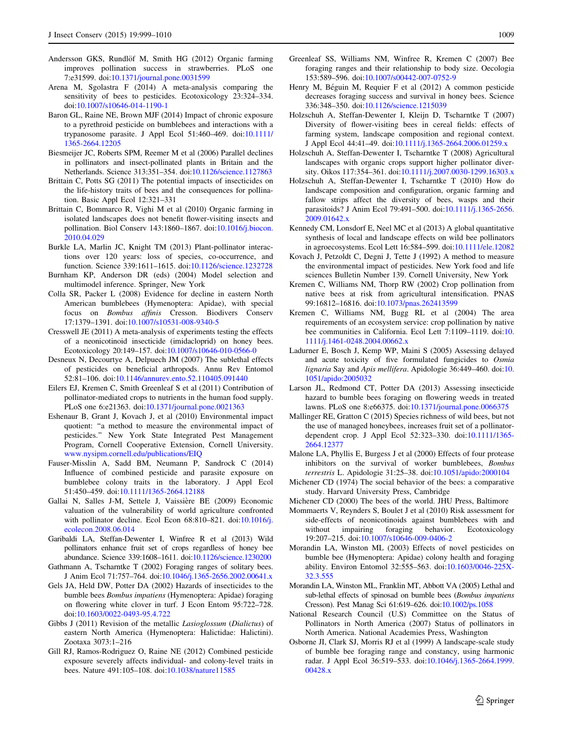Andersson GKS, Rundlöf M, Smith HG (2012) Organic farming improves pollination success in strawberries. PLoS one 7:e31599. doi:10.1371/journal.pone.0031599

Arena M, Sgolastra F (2014) A meta-analysis comparing the sensitivity of bees to pesticides. Ecotoxicology 23:324–334. doi:10.1007/s10646-014-1190-1

Baron GL, Raine NE, Brown MJF (2014) Impact of chronic exposure to a pyrethroid pesticide on bumblebees and interactions with a trypanosome parasite. J Appl Ecol 51:460–469. doi:10.1111/1365-2664.12205

Biesmeijer JC, Roberts SPM, Reemer M et al (2006) Parallel declines in pollinators and insect-pollinated plants in Britain and the Netherlands. Science 313:351–354. doi:10.1126/science.1127863

Brittain C, Potts SG (2011) The potential impacts of insecticides on the life-history traits of bees and the consequences for pollination. Basic Appl Ecol 12:321–331

Brittain C, Bommarco R, Vighi M et al (2010) Organic farming in isolated landscapes does not benefit flower-visiting insects and pollination. Biol Conserv 143:1860–1867. doi:10.1016/j.biocon.2010.04.029

Burkle LA, Marlin JC, Knight TM (2013) Plant-pollinator interactions over 120 years: loss of species, co-occurrence, and function. Science 339:1611–1615. doi:10.1126/science.1232728

Burnham KP, Anderson DR (eds) (2004) Model selection and multimodel inference. Springer, New York

Colla SR, Packer L (2008) Evidence for decline in eastern North American bumblebees (Hymenoptera: Apidae), with special focus on *Bombus affinis* Cresson. Biodivers Conserv 17:1379–1391. doi:10.1007/s10531-008-9340-5

Cresswell JE (2011) A meta-analysis of experiments testing the effects of a neonicotinoid insecticide (imidacloprid) on honey bees. Ecotoxicology 20:149–157. doi:10.1007/s10646-010-0566-0

Desneux N, Decourtye A, Delpuech JM (2007) The sublethal effects of pesticides on beneficial arthropods. Annu Rev Entomol 52:81–106. doi:10.1146/annurev.ento.52.110405.091440

Eilers EJ, Kremen C, Smith Greenleaf S et al (2011) Contribution of pollinator-mediated crops to nutrients in the human food supply. PLoS one 6:e21363. doi:10.1371/journal.pone.0021363

Eshenaur B, Grant J, Kovach J, et al (2010) Environmental impact quotient: "a method to measure the environmental impact of pesticides." New York State Integrated Pest Management Program, Cornell Cooperative Extension, Cornell University. www.nysipm.cornell.edu/publications/EIQ

Fauser-Misslin A, Sadd BM, Neumann P, Sandrock C (2014) Influence of combined pesticide and parasite exposure on bumblebee colony traits in the laboratory. J Appl Ecol 51:450–459. doi:10.1111/1365-2664.12188

Gallai N, Salles J-M, Settele J, Vaissière BE (2009) Economic valuation of the vulnerability of world agriculture confronted with pollinator decline. Ecol Econ 68:810–821. doi:10.1016/j.ecolecon.2008.06.014

Garibaldi LA, Steffan-Dewenter I, Winfree R et al (2013) Wild pollinators enhance fruit set of crops regardless of honey bee abundance. Science 339:1608–1611. doi:10.1126/science.1230200

Gathmann A, Tscharntke T (2002) Foraging ranges of solitary bees. J Anim Ecol 71:757–764. doi:10.1046/j.1365-2656.2002.00641.x

Gels JA, Held DW, Potter DA (2002) Hazards of insecticides to the bumble bees *Bombus impatiens* (Hymenoptera: Apidae) foraging on flowering white clover in turf. J Econ Entom 95:722–728. doi:10.1603/0022-0493-95.4.722

Gibbs J (2011) Revision of the metallic *Lasioglossum* (*Dialictus*) of eastern North America (Hymenoptera: Halictidae: Halictini). Zootaxa 3073:1–216

Gill RJ, Ramos-Rodriguez O, Raine NE (2012) Combined pesticide exposure severely affects individual- and colony-level traits in bees. Nature 491:105–108. doi:10.1038/nature11585

Greenleaf SS, Williams NM, Winfree R, Kremen C (2007) Bee foraging ranges and their relationship to body size. Oecologia 153:589–596. doi:10.1007/s00442-007-0752-9

Henry M, Béguin M, Requier F et al (2012) A common pesticide decreases foraging success and survival in honey bees. Science 336:348–350. doi:10.1126/science.1215039

Holzschuh A, Steffan-Dewenter I, Kleijn D, Tscharntke T (2007) Diversity of flower-visiting bees in cereal fields: effects of farming system, landscape composition and regional context. J Appl Ecol 44:41–49. doi:10.1111/j.1365-2664.2006.01259.x

Holzschuh A, Steffan-Dewenter I, Tscharntke T (2008) Agricultural landscapes with organic crops support higher pollinator diversity. Oikos 117:354–361. doi:10.1111/j.2007.0030-1299.16303.x

Holzschuh A, Steffan-Dewenter I, Tscharntke T (2010) How do landscape composition and configuration, organic farming and fallow strips affect the diversity of bees, wasps and their parasitoids? J Anim Ecol 79:491–500. doi:10.1111/j.1365-2656.2009.01642.x

Kennedy CM, Lonsdorf E, Neel MC et al (2013) A global quantitative synthesis of local and landscape effects on wild bee pollinators in agroecosystems. Ecol Lett 16:584–599. doi:10.1111/ele.12082

Kovach J, Petzoldt C, Degni J, Tette J (1992) A method to measure the environmental impact of pesticides. New York food and life sciences Bulletin Number 139. Cornell University, New York

Kremen C, Williams NM, Thorp RW (2002) Crop pollination from native bees at risk from agricultural intensification. PNAS 99:16812–16816. doi:10.1073/pnas.262413599

Kremen C, Williams NM, Bugg RL et al (2004) The area requirements of an ecosystem service: crop pollination by native bee communities in California. Ecol Lett 7:1109–1119. doi:10.1111/j.1461-0248.2004.00662.x

Ladurner E, Bosch J, Kemp WP, Maini S (2005) Assessing delayed and acute toxicity of five formulated fungicides to *Osmia lignaria* Say and *Apis mellifera*. Apidologie 36:449–460. doi:10.1051/apido:2005032

Larson JL, Redmond CT, Potter DA (2013) Assessing insecticide hazard to bumble bees foraging on flowering weeds in treated lawns. PLoS one 8:e66375. doi:10.1371/journal.pone.0066375

Mallinger RE, Gratton C (2015) Species richness of wild bees, but not the use of managed honeybees, increases fruit set of a pollinator-dependent crop. J Appl Ecol 52:323–330. doi:10.1111/1365-2664.12377

Malone LA, Phyllis E, Burgess J et al (2000) Effects of four protease inhibitors on the survival of worker bumblebees, *Bombus terrestris* L. Apidologie 31:25–38. doi:10.1051/apido:2000104

Michener CD (1974) The social behavior of the bees: a comparative study. Harvard University Press, Cambridge

Michener CD (2000) The bees of the world. JHU Press, Baltimore

Mommaerts V, Reynders S, Boulet J et al (2010) Risk assessment for side-effects of neonicotinoids against bumblebees with and without impairing foraging behavior. Ecotoxicology 19:207–215. doi:10.1007/s10646-009-0406-2

Morandin LA, Winston ML (2003) Effects of novel pesticides on bumble bee (Hymenoptera: Apidae) colony health and foraging ability. Environ Entomol 32:555–563. doi:10.1603/0046-225X-32.3.555

Morandin LA, Winston ML, Franklin MT, Abbott VA (2005) Lethal and sub-lethal effects of spinosad on bumble bees (*Bombus impatiens* Cresson). Pest Manag Sci 61:619–626. doi:10.1002/ps.1058

National Research Council (U.S) Committee on the Status of Pollinators in North America (2007) Status of pollinators in North America. National Academies Press, Washington

Osborne JI, Clark SJ, Morris RJ et al (1999) A landscape-scale study of bumble bee foraging range and constancy, using harmonic radar. J Appl Ecol 36:519–533. doi:10.1046/j.1365-2664.1999.00428.x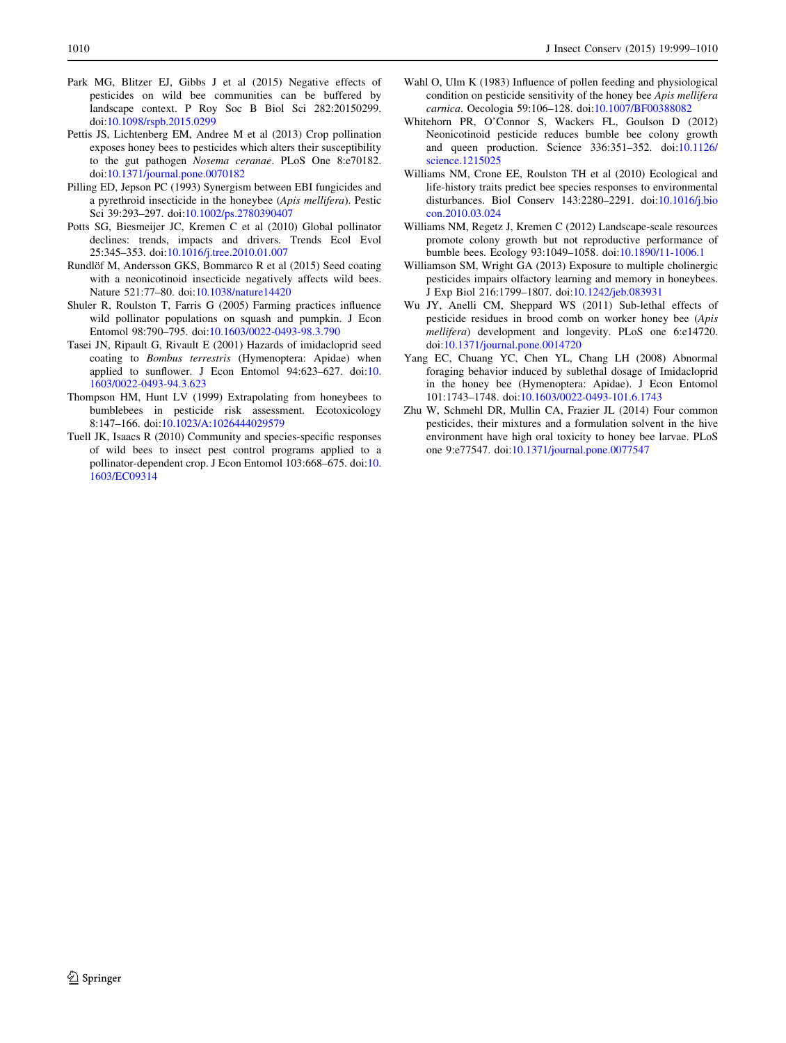Park MG, Blitzer EJ, Gibbs J et al (2015) Negative effects of pesticides on wild bee communities can be buffered by landscape context. P Roy Soc B Biol Sci 282:20150299. doi:10.1098/rspb.2015.0299

Pettis JS, Lichtenberg EM, Andree M et al (2013) Crop pollination exposes honey bees to pesticides which alters their susceptibility to the gut pathogen *Nosema ceranae*. PLoS One 8:e70182. doi:10.1371/journal.pone.0070182

Pilling ED, Jepson PC (1993) Synergism between EBI fungicides and a pyrethroid insecticide in the honeybee (*Apis mellifera*). Pestic Sci 39:293–297. doi:10.1002/ps.2780390407

Potts SG, Biesmeijer JC, Kremen C et al (2010) Global pollinator declines: trends, impacts and drivers. Trends Ecol Evol 25:345–353. doi:10.1016/j.tree.2010.01.007

Rundlöf M, Andersson GKS, Bommarco R et al (2015) Seed coating with a neonicotinoid insecticide negatively affects wild bees. Nature 521:77–80. doi:10.1038/nature14420

Shuler R, Roulston T, Farris G (2005) Farming practices influence wild pollinator populations on squash and pumpkin. J Econ Entomol 98:790–795. doi:10.1603/0022-0493-98.3.790

Tasei JN, Ripault G, Rivault E (2001) Hazards of imidacloprid seed coating to *Bombus terrestris* (Hymenoptera: Apidae) when applied to sunflower. J Econ Entomol 94:623–627. doi:10.1603/0022-0493-94.3.623

Thompson HM, Hunt LV (1999) Extrapolating from honeybees to bumblebees in pesticide risk assessment. Ecotoxicology 8:147–166. doi:10.1023/A:1026444029579

Tuell JK, Isaacs R (2010) Community and species-specific responses of wild bees to insect pest control programs applied to a pollinator-dependent crop. J Econ Entomol 103:668–675. doi:10.1603/EC09314

Wahl O, Ulm K (1983) Influence of pollen feeding and physiological condition on pesticide sensitivity of the honey bee *Apis mellifera carnica*. Oecologia 59:106–128. doi:10.1007/BF00388082

Whitehorn PR, O'Connor S, Wackers FL, Goulson D (2012) Neonicotinoid pesticide reduces bumble bee colony growth and queen production. Science 336:351–352. doi:10.1126/science.1215025

Williams NM, Crone EE, Roulston TH et al (2010) Ecological and life-history traits predict bee species responses to environmental disturbances. Biol Conserv 143:2280–2291. doi:10.1016/j.biocon.2010.03.024

Williams NM, Regetz J, Kremen C (2012) Landscape-scale resources promote colony growth but not reproductive performance of bumble bees. Ecology 93:1049–1058. doi:10.1890/11-1006.1

Williamson SM, Wright GA (2013) Exposure to multiple cholinergic pesticides impairs olfactory learning and memory in honeybees. J Exp Biol 216:1799–1807. doi:10.1242/jeb.083931

Wu JY, Anelli CM, Sheppard WS (2011) Sub-lethal effects of pesticide residues in brood comb on worker honey bee (*Apis mellifera*) development and longevity. PLoS one 6:e14720. doi:10.1371/journal.pone.0014720

Yang EC, Chuang YC, Chen YL, Chang LH (2008) Abnormal foraging behavior induced by sublethal dosage of Imidacloprid in the honey bee (Hymenoptera: Apidae). J Econ Entomol 101:1743–1748. doi:10.1603/0022-0493-101.6.1743

Zhu W, Schmehl DR, Mullin CA, Frazier JL (2014) Four common pesticides, their mixtures and a formulation solvent in the hive environment have high oral toxicity to honey bee larvae. PLoS one 9:e77547. doi:10.1371/journal.pone.0077547